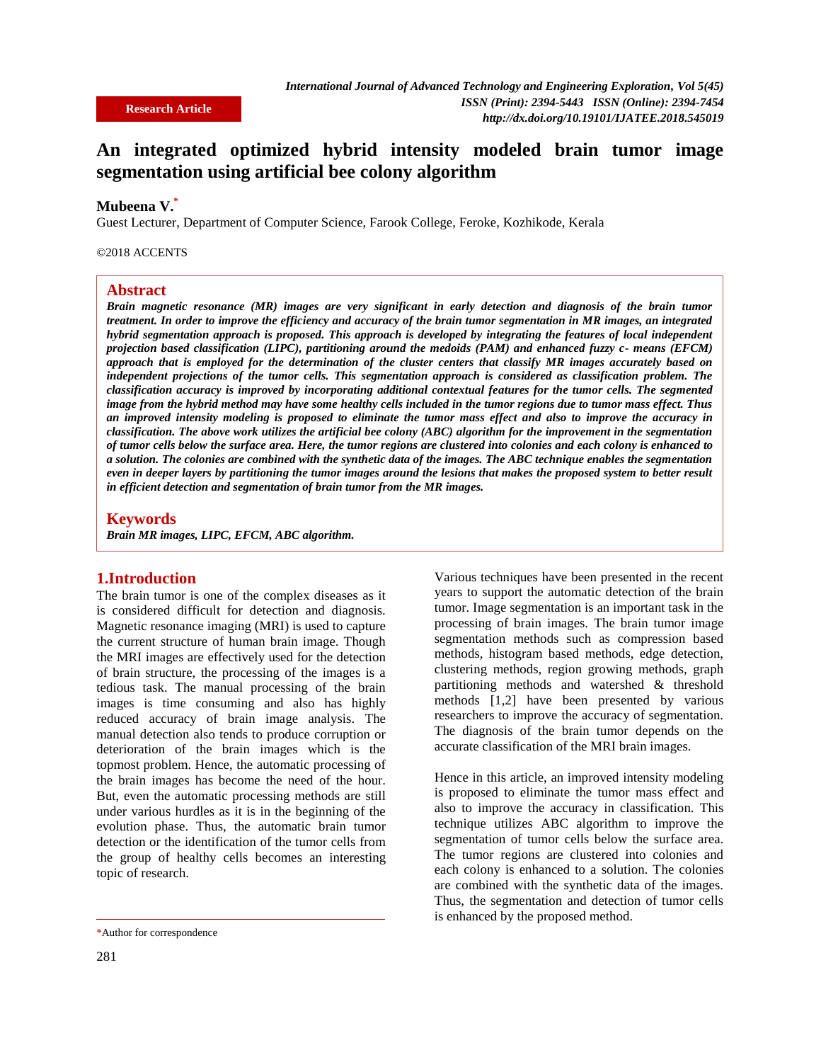Research Article

# An integrated optimized hybrid intensity modeled brain tumor image segmentation using artificial bee colony algorithm

**Mubeena V.***

Guest Lecturer, Department of Computer Science, Farook College, Feroke, Kozhikode, Kerala

©2018 ACCENTS

## Abstract

***Brain magnetic resonance (MR) images are very significant in early detection and diagnosis of the brain tumor treatment. In order to improve the efficiency and accuracy of the brain tumor segmentation in MR images, an integrated hybrid segmentation approach is proposed. This approach is developed by integrating the features of local independent projection based classification (LIPC), partitioning around the medoids (PAM) and enhanced fuzzy c- means (EFCM) approach that is employed for the determination of the cluster centers that classify MR images accurately based on independent projections of the tumor cells. This segmentation approach is considered as classification problem. The classification accuracy is improved by incorporating additional contextual features for the tumor cells. The segmented image from the hybrid method may have some healthy cells included in the tumor regions due to tumor mass effect. Thus an improved intensity modeling is proposed to eliminate the tumor mass effect and also to improve the accuracy in classification. The above work utilizes the artificial bee colony (ABC) algorithm for the improvement in the segmentation of tumor cells below the surface area. Here, the tumor regions are clustered into colonies and each colony is enhanced to a solution. The colonies are combined with the synthetic data of the images. The ABC technique enables the segmentation even in deeper layers by partitioning the tumor images around the lesions that makes the proposed system to better result in efficient detection and segmentation of brain tumor from the MR images.***

## Keywords

***Brain MR images, LIPC, EFCM, ABC algorithm.***

## 1.Introduction

The brain tumor is one of the complex diseases as it is considered difficult for detection and diagnosis. Magnetic resonance imaging (MRI) is used to capture the current structure of human brain image. Though the MRI images are effectively used for the detection of brain structure, the processing of the images is a tedious task. The manual processing of the brain images is time consuming and also has highly reduced accuracy of brain image analysis. The manual detection also tends to produce corruption or deterioration of the brain images which is the topmost problem. Hence, the automatic processing of the brain images has become the need of the hour. But, even the automatic processing methods are still under various hurdles as it is in the beginning of the evolution phase. Thus, the automatic brain tumor detection or the identification of the tumor cells from the group of healthy cells becomes an interesting topic of research.

Various techniques have been presented in the recent years to support the automatic detection of the brain tumor. Image segmentation is an important task in the processing of brain images. The brain tumor image segmentation methods such as compression based methods, histogram based methods, edge detection, clustering methods, region growing methods, graph partitioning methods and watershed & threshold methods [1,2] have been presented by various researchers to improve the accuracy of segmentation. The diagnosis of the brain tumor depends on the accurate classification of the MRI brain images.

Hence in this article, an improved intensity modeling is proposed to eliminate the tumor mass effect and also to improve the accuracy in classification. This technique utilizes ABC algorithm to improve the segmentation of tumor cells below the surface area. The tumor regions are clustered into colonies and each colony is enhanced to a solution. The colonies are combined with the synthetic data of the images. Thus, the segmentation and detection of tumor cells is enhanced by the proposed method.

*Author for correspondence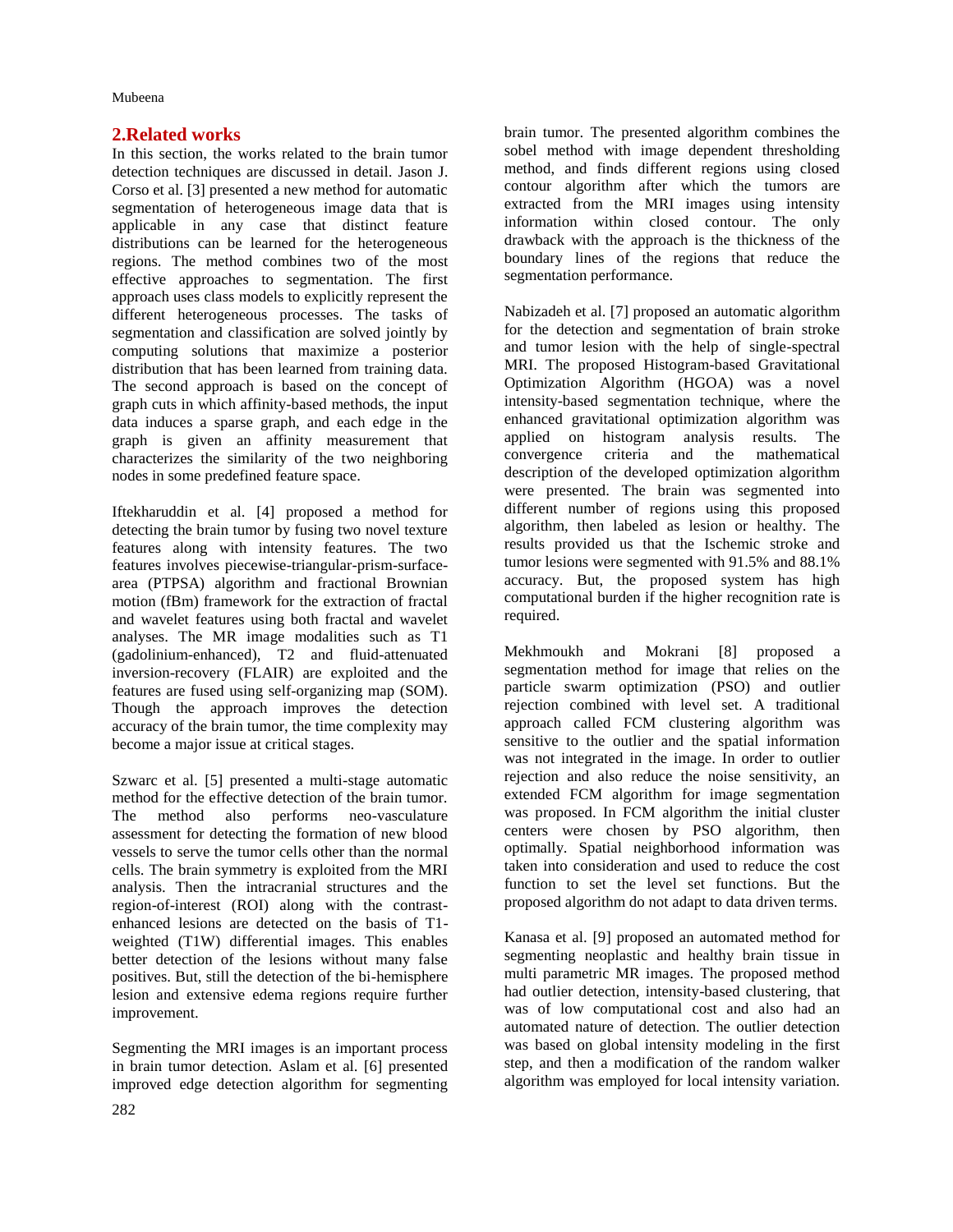## 2.Related works

In this section, the works related to the brain tumor detection techniques are discussed in detail. Jason J. Corso et al. [3] presented a new method for automatic segmentation of heterogeneous image data that is applicable in any case that distinct feature distributions can be learned for the heterogeneous regions. The method combines two of the most effective approaches to segmentation. The first approach uses class models to explicitly represent the different heterogeneous processes. The tasks of segmentation and classification are solved jointly by computing solutions that maximize a posterior distribution that has been learned from training data. The second approach is based on the concept of graph cuts in which affinity-based methods, the input data induces a sparse graph, and each edge in the graph is given an affinity measurement that characterizes the similarity of the two neighboring nodes in some predefined feature space.

Iftekharuddin et al. [4] proposed a method for detecting the brain tumor by fusing two novel texture features along with intensity features. The two features involves piecewise-triangular-prism-surface-area (PTPSA) algorithm and fractional Brownian motion (fBm) framework for the extraction of fractal and wavelet features using both fractal and wavelet analyses. The MR image modalities such as T1 (gadolinium-enhanced), T2 and fluid-attenuated inversion-recovery (FLAIR) are exploited and the features are fused using self-organizing map (SOM). Though the approach improves the detection accuracy of the brain tumor, the time complexity may become a major issue at critical stages.

Szwarc et al. [5] presented a multi-stage automatic method for the effective detection of the brain tumor. The method also performs neo-vasculature assessment for detecting the formation of new blood vessels to serve the tumor cells other than the normal cells. The brain symmetry is exploited from the MRI analysis. Then the intracranial structures and the region-of-interest (ROI) along with the contrast-enhanced lesions are detected on the basis of T1-weighted (T1W) differential images. This enables better detection of the lesions without many false positives. But, still the detection of the bi-hemisphere lesion and extensive edema regions require further improvement.

Segmenting the MRI images is an important process in brain tumor detection. Aslam et al. [6] presented improved edge detection algorithm for segmenting brain tumor. The presented algorithm combines the sobel method with image dependent thresholding method, and finds different regions using closed contour algorithm after which the tumors are extracted from the MRI images using intensity information within closed contour. The only drawback with the approach is the thickness of the boundary lines of the regions that reduce the segmentation performance.

Nabizadeh et al. [7] proposed an automatic algorithm for the detection and segmentation of brain stroke and tumor lesion with the help of single-spectral MRI. The proposed Histogram-based Gravitational Optimization Algorithm (HGOA) was a novel intensity-based segmentation technique, where the enhanced gravitational optimization algorithm was applied on histogram analysis results. The convergence criteria and the mathematical description of the developed optimization algorithm were presented. The brain was segmented into different number of regions using this proposed algorithm, then labeled as lesion or healthy. The results provided us that the Ischemic stroke and tumor lesions were segmented with 91.5% and 88.1% accuracy. But, the proposed system has high computational burden if the higher recognition rate is required.

Mekhmoukh and Mokrani [8] proposed a segmentation method for image that relies on the particle swarm optimization (PSO) and outlier rejection combined with level set. A traditional approach called FCM clustering algorithm was sensitive to the outlier and the spatial information was not integrated in the image. In order to outlier rejection and also reduce the noise sensitivity, an extended FCM algorithm for image segmentation was proposed. In FCM algorithm the initial cluster centers were chosen by PSO algorithm, then optimally. Spatial neighborhood information was taken into consideration and used to reduce the cost function to set the level set functions. But the proposed algorithm do not adapt to data driven terms.

Kanasa et al. [9] proposed an automated method for segmenting neoplastic and healthy brain tissue in multi parametric MR images. The proposed method had outlier detection, intensity-based clustering, that was of low computational cost and also had an automated nature of detection. The outlier detection was based on global intensity modeling in the first step, and then a modification of the random walker algorithm was employed for local intensity variation.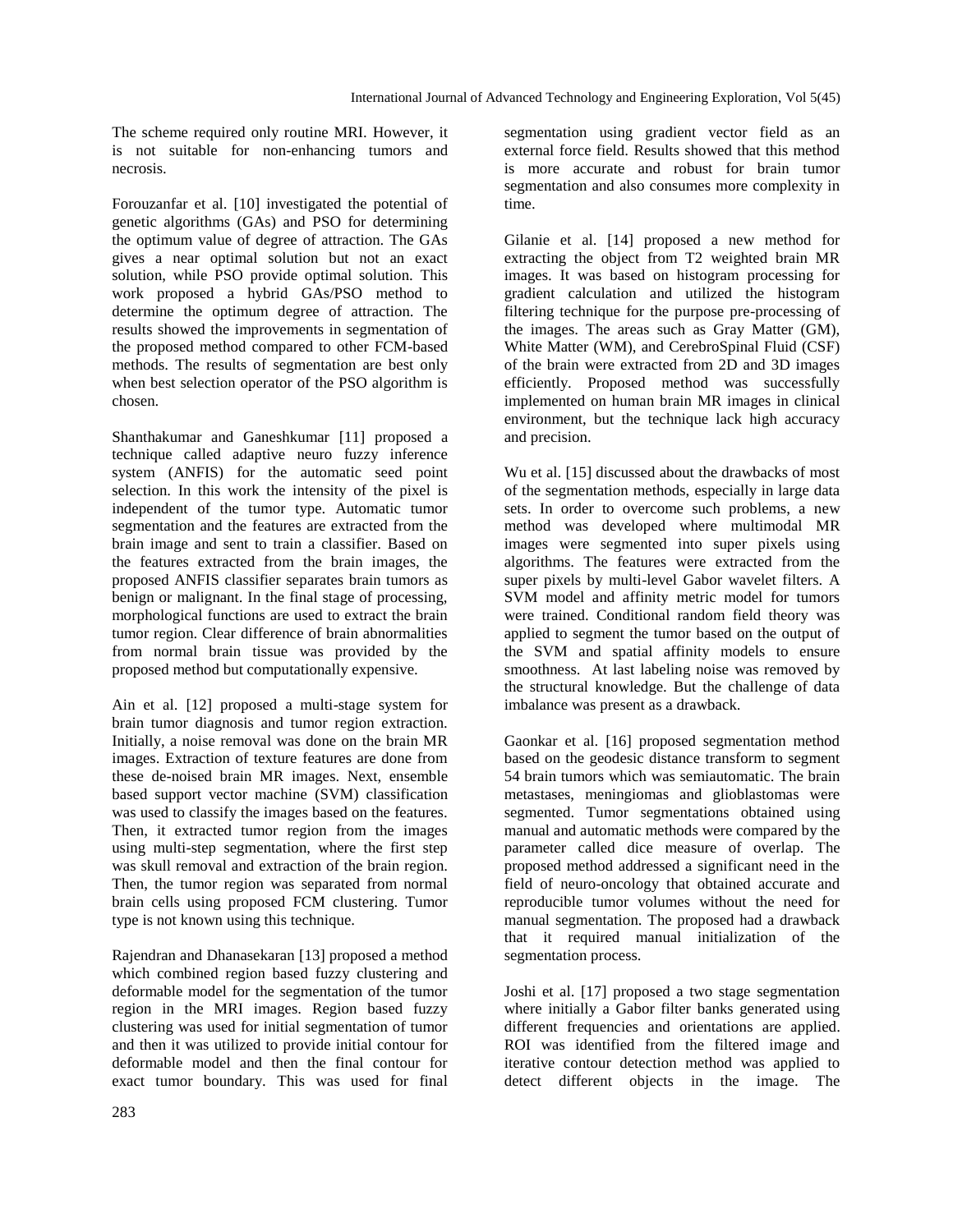The scheme required only routine MRI. However, it is not suitable for non-enhancing tumors and necrosis.

Forouzanfar et al. [10] investigated the potential of genetic algorithms (GAs) and PSO for determining the optimum value of degree of attraction. The GAs gives a near optimal solution but not an exact solution, while PSO provide optimal solution. This work proposed a hybrid GAs/PSO method to determine the optimum degree of attraction. The results showed the improvements in segmentation of the proposed method compared to other FCM-based methods. The results of segmentation are best only when best selection operator of the PSO algorithm is chosen.

Shanthakumar and Ganeshkumar [11] proposed a technique called adaptive neuro fuzzy inference system (ANFIS) for the automatic seed point selection. In this work the intensity of the pixel is independent of the tumor type. Automatic tumor segmentation and the features are extracted from the brain image and sent to train a classifier. Based on the features extracted from the brain images, the proposed ANFIS classifier separates brain tumors as benign or malignant. In the final stage of processing, morphological functions are used to extract the brain tumor region. Clear difference of brain abnormalities from normal brain tissue was provided by the proposed method but computationally expensive.

Ain et al. [12] proposed a multi-stage system for brain tumor diagnosis and tumor region extraction. Initially, a noise removal was done on the brain MR images. Extraction of texture features are done from these de-noised brain MR images. Next, ensemble based support vector machine (SVM) classification was used to classify the images based on the features. Then, it extracted tumor region from the images using multi-step segmentation, where the first step was skull removal and extraction of the brain region. Then, the tumor region was separated from normal brain cells using proposed FCM clustering. Tumor type is not known using this technique.

Rajendran and Dhanasekaran [13] proposed a method which combined region based fuzzy clustering and deformable model for the segmentation of the tumor region in the MRI images. Region based fuzzy clustering was used for initial segmentation of tumor and then it was utilized to provide initial contour for deformable model and then the final contour for exact tumor boundary. This was used for final segmentation using gradient vector field as an external force field. Results showed that this method is more accurate and robust for brain tumor segmentation and also consumes more complexity in time.

Gilanie et al. [14] proposed a new method for extracting the object from T2 weighted brain MR images. It was based on histogram processing for gradient calculation and utilized the histogram filtering technique for the purpose pre-processing of the images. The areas such as Gray Matter (GM), White Matter (WM), and CerebroSpinal Fluid (CSF) of the brain were extracted from 2D and 3D images efficiently. Proposed method was successfully implemented on human brain MR images in clinical environment, but the technique lack high accuracy and precision.

Wu et al. [15] discussed about the drawbacks of most of the segmentation methods, especially in large data sets. In order to overcome such problems, a new method was developed where multimodal MR images were segmented into super pixels using algorithms. The features were extracted from the super pixels by multi-level Gabor wavelet filters. A SVM model and affinity metric model for tumors were trained. Conditional random field theory was applied to segment the tumor based on the output of the SVM and spatial affinity models to ensure smoothness. At last labeling noise was removed by the structural knowledge. But the challenge of data imbalance was present as a drawback.

Gaonkar et al. [16] proposed segmentation method based on the geodesic distance transform to segment 54 brain tumors which was semiautomatic. The brain metastases, meningiomas and glioblastomas were segmented. Tumor segmentations obtained using manual and automatic methods were compared by the parameter called dice measure of overlap. The proposed method addressed a significant need in the field of neuro-oncology that obtained accurate and reproducible tumor volumes without the need for manual segmentation. The proposed had a drawback that it required manual initialization of the segmentation process.

Joshi et al. [17] proposed a two stage segmentation where initially a Gabor filter banks generated using different frequencies and orientations are applied. ROI was identified from the filtered image and iterative contour detection method was applied to detect different objects in the image. The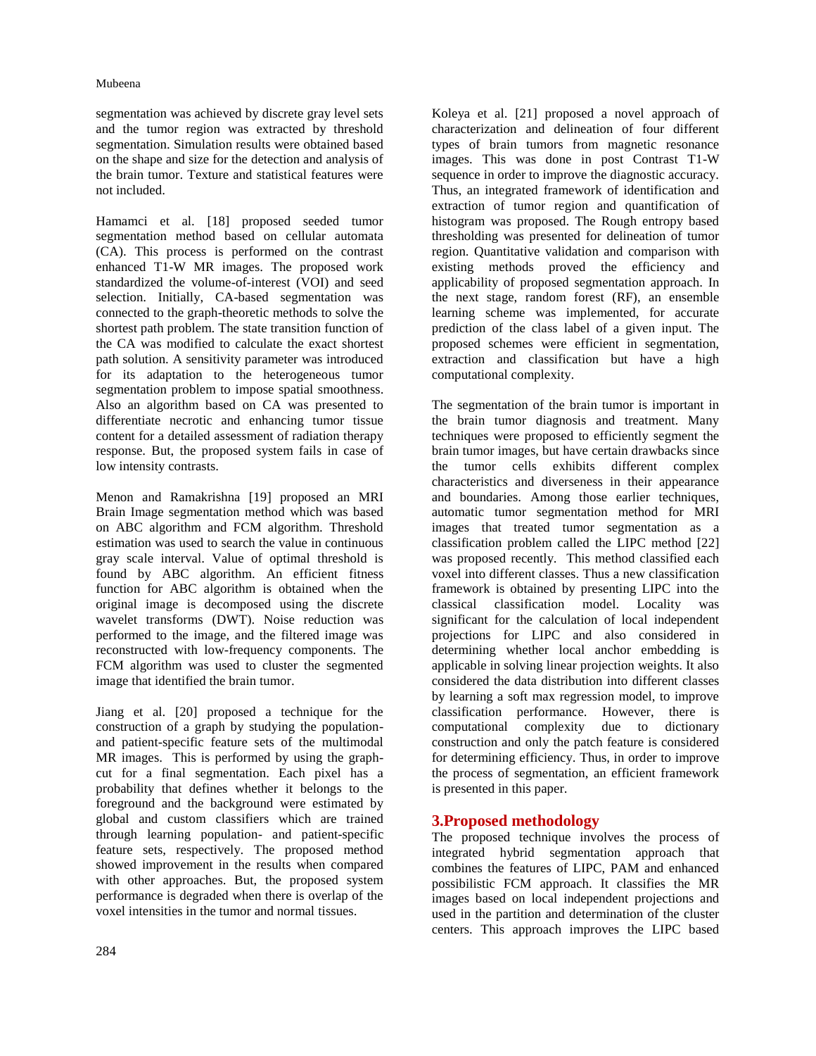segmentation was achieved by discrete gray level sets and the tumor region was extracted by threshold segmentation. Simulation results were obtained based on the shape and size for the detection and analysis of the brain tumor. Texture and statistical features were not included.

Hamamci et al. [18] proposed seeded tumor segmentation method based on cellular automata (CA). This process is performed on the contrast enhanced T1-W MR images. The proposed work standardized the volume-of-interest (VOI) and seed selection. Initially, CA-based segmentation was connected to the graph-theoretic methods to solve the shortest path problem. The state transition function of the CA was modified to calculate the exact shortest path solution. A sensitivity parameter was introduced for its adaptation to the heterogeneous tumor segmentation problem to impose spatial smoothness. Also an algorithm based on CA was presented to differentiate necrotic and enhancing tumor tissue content for a detailed assessment of radiation therapy response. But, the proposed system fails in case of low intensity contrasts.

Menon and Ramakrishna [19] proposed an MRI Brain Image segmentation method which was based on ABC algorithm and FCM algorithm. Threshold estimation was used to search the value in continuous gray scale interval. Value of optimal threshold is found by ABC algorithm. An efficient fitness function for ABC algorithm is obtained when the original image is decomposed using the discrete wavelet transforms (DWT). Noise reduction was performed to the image, and the filtered image was reconstructed with low-frequency components. The FCM algorithm was used to cluster the segmented image that identified the brain tumor.

Jiang et al. [20] proposed a technique for the construction of a graph by studying the population- and patient-specific feature sets of the multimodal MR images. This is performed by using the graph-cut for a final segmentation. Each pixel has a probability that defines whether it belongs to the foreground and the background were estimated by global and custom classifiers which are trained through learning population- and patient-specific feature sets, respectively. The proposed method showed improvement in the results when compared with other approaches. But, the proposed system performance is degraded when there is overlap of the voxel intensities in the tumor and normal tissues.

Koleya et al. [21] proposed a novel approach of characterization and delineation of four different types of brain tumors from magnetic resonance images. This was done in post Contrast T1-W sequence in order to improve the diagnostic accuracy. Thus, an integrated framework of identification and extraction of tumor region and quantification of histogram was proposed. The Rough entropy based thresholding was presented for delineation of tumor region. Quantitative validation and comparison with existing methods proved the efficiency and applicability of proposed segmentation approach. In the next stage, random forest (RF), an ensemble learning scheme was implemented, for accurate prediction of the class label of a given input. The proposed schemes were efficient in segmentation, extraction and classification but have a high computational complexity.

The segmentation of the brain tumor is important in the brain tumor diagnosis and treatment. Many techniques were proposed to efficiently segment the brain tumor images, but have certain drawbacks since the tumor cells exhibits different complex characteristics and diverseness in their appearance and boundaries. Among those earlier techniques, automatic tumor segmentation method for MRI images that treated tumor segmentation as a classification problem called the LIPC method [22] was proposed recently. This method classified each voxel into different classes. Thus a new classification framework is obtained by presenting LIPC into the classical classification model. Locality was significant for the calculation of local independent projections for LIPC and also considered in determining whether local anchor embedding is applicable in solving linear projection weights. It also considered the data distribution into different classes by learning a soft max regression model, to improve classification performance. However, there is computational complexity due to dictionary construction and only the patch feature is considered for determining efficiency. Thus, in order to improve the process of segmentation, an efficient framework is presented in this paper.

## 3.Proposed methodology

The proposed technique involves the process of integrated hybrid segmentation approach that combines the features of LIPC, PAM and enhanced possibilistic FCM approach. It classifies the MR images based on local independent projections and used in the partition and determination of the cluster centers. This approach improves the LIPC based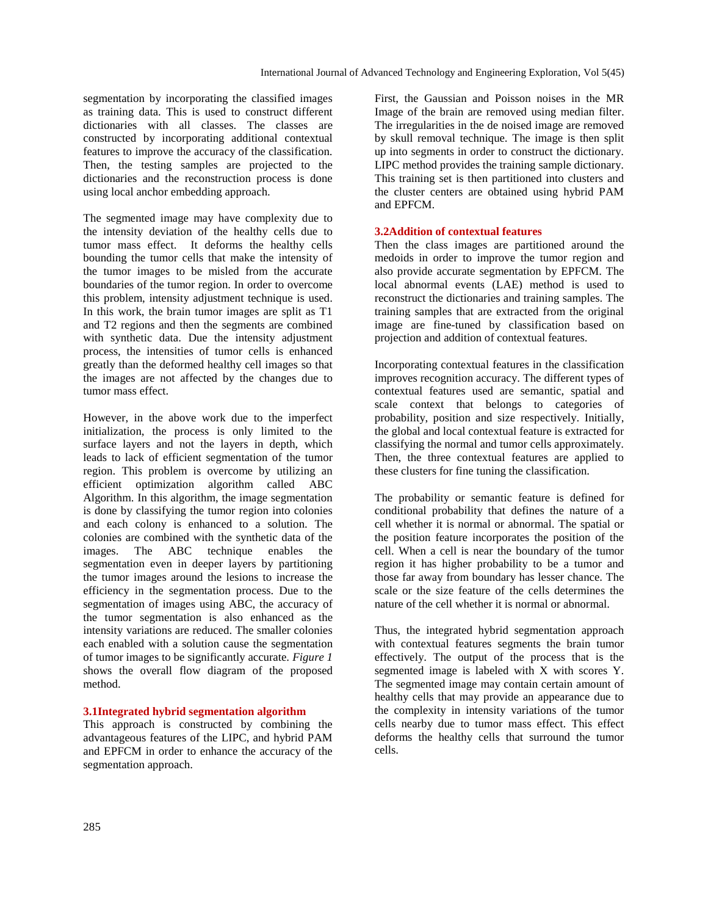segmentation by incorporating the classified images as training data. This is used to construct different dictionaries with all classes. The classes are constructed by incorporating additional contextual features to improve the accuracy of the classification. Then, the testing samples are projected to the dictionaries and the reconstruction process is done using local anchor embedding approach.

The segmented image may have complexity due to the intensity deviation of the healthy cells due to tumor mass effect. It deforms the healthy cells bounding the tumor cells that make the intensity of the tumor images to be misled from the accurate boundaries of the tumor region. In order to overcome this problem, intensity adjustment technique is used. In this work, the brain tumor images are split as T1 and T2 regions and then the segments are combined with synthetic data. Due the intensity adjustment process, the intensities of tumor cells is enhanced greatly than the deformed healthy cell images so that the images are not affected by the changes due to tumor mass effect.

However, in the above work due to the imperfect initialization, the process is only limited to the surface layers and not the layers in depth, which leads to lack of efficient segmentation of the tumor region. This problem is overcome by utilizing an efficient optimization algorithm called ABC Algorithm. In this algorithm, the image segmentation is done by classifying the tumor region into colonies and each colony is enhanced to a solution. The colonies are combined with the synthetic data of the images. The ABC technique enables the segmentation even in deeper layers by partitioning the tumor images around the lesions to increase the efficiency in the segmentation process. Due to the segmentation of images using ABC, the accuracy of the tumor segmentation is also enhanced as the intensity variations are reduced. The smaller colonies each enabled with a solution cause the segmentation of tumor images to be significantly accurate. *Figure 1* shows the overall flow diagram of the proposed method.

## 3.1Integrated hybrid segmentation algorithm

This approach is constructed by combining the advantageous features of the LIPC, and hybrid PAM and EPFCM in order to enhance the accuracy of the segmentation approach.

First, the Gaussian and Poisson noises in the MR Image of the brain are removed using median filter. The irregularities in the de noised image are removed by skull removal technique. The image is then split up into segments in order to construct the dictionary. LIPC method provides the training sample dictionary. This training set is then partitioned into clusters and the cluster centers are obtained using hybrid PAM and EPFCM.

## 3.2Addition of contextual features

Then the class images are partitioned around the medoids in order to improve the tumor region and also provide accurate segmentation by EPFCM. The local abnormal events (LAE) method is used to reconstruct the dictionaries and training samples. The training samples that are extracted from the original image are fine-tuned by classification based on projection and addition of contextual features.

Incorporating contextual features in the classification improves recognition accuracy. The different types of contextual features used are semantic, spatial and scale context that belongs to categories of probability, position and size respectively. Initially, the global and local contextual feature is extracted for classifying the normal and tumor cells approximately. Then, the three contextual features are applied to these clusters for fine tuning the classification.

The probability or semantic feature is defined for conditional probability that defines the nature of a cell whether it is normal or abnormal. The spatial or the position feature incorporates the position of the cell. When a cell is near the boundary of the tumor region it has higher probability to be a tumor and those far away from boundary has lesser chance. The scale or the size feature of the cells determines the nature of the cell whether it is normal or abnormal.

Thus, the integrated hybrid segmentation approach with contextual features segments the brain tumor effectively. The output of the process that is the segmented image is labeled with X with scores Y. The segmented image may contain certain amount of healthy cells that may provide an appearance due to the complexity in intensity variations of the tumor cells nearby due to tumor mass effect. This effect deforms the healthy cells that surround the tumor cells.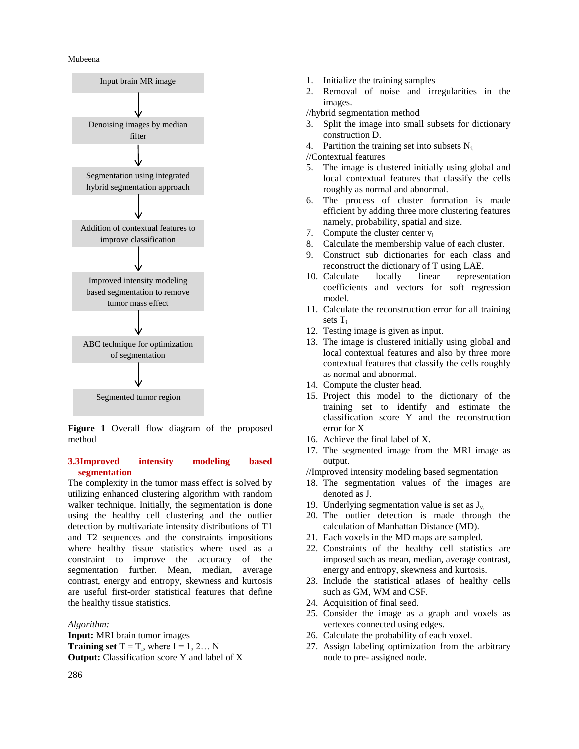Input brain MR image

↓

Denoising images by median filter

↓

Segmentation using integrated hybrid segmentation approach

↓

Addition of contextual features to improve classification

↓

Improved intensity modeling based segmentation to remove tumor mass effect

↓

ABC technique for optimization of segmentation

↓

Segmented tumor region

**Figure 1** Overall flow diagram of the proposed method

### 3.3 Improved intensity modeling based segmentation

The complexity in the tumor mass effect is solved by utilizing enhanced clustering algorithm with random walker technique. Initially, the segmentation is done using the healthy cell clustering and the outlier detection by multivariate intensity distributions of T1 and T2 sequences and the constraints impositions where healthy tissue statistics where used as a constraint to improve the accuracy of the segmentation further. Mean, median, average contrast, energy and entropy, skewness and kurtosis are useful first-order statistical features that define the healthy tissue statistics.

*Algorithm:*
**Input:** MRI brain tumor images
**Training set** $T = T_i$, where $I = 1, 2 \ldots N$
**Output:** Classification score Y and label of X

1. Initialize the training samples
2. Removal of noise and irregularities in the images.

//hybrid segmentation method

3. Split the image into small subsets for dictionary construction D.
4. Partition the training set into subsets $N_i$.

//Contextual features

5. The image is clustered initially using global and local contextual features that classify the cells roughly as normal and abnormal.
6. The process of cluster formation is made efficient by adding three more clustering features namely, probability, spatial and size.
7. Compute the cluster center $v_i$
8. Calculate the membership value of each cluster.
9. Construct sub dictionaries for each class and reconstruct the dictionary of T using LAE.
10. Calculate locally linear representation coefficients and vectors for soft regression model.
11. Calculate the reconstruction error for all training sets $T_i$.
12. Testing image is given as input.
13. The image is clustered initially using global and local contextual features and also by three more contextual features that classify the cells roughly as normal and abnormal.
14. Compute the cluster head.
15. Project this model to the dictionary of the training set to identify and estimate the classification score Y and the reconstruction error for X
16. Achieve the final label of X.
17. The segmented image from the MRI image as output.

//Improved intensity modeling based segmentation

18. The segmentation values of the images are denoted as J.
19. Underlying segmentation value is set as $J_v$.
20. The outlier detection is made through the calculation of Manhattan Distance (MD).
21. Each voxels in the MD maps are sampled.
22. Constraints of the healthy cell statistics are imposed such as mean, median, average contrast, energy and entropy, skewness and kurtosis.
23. Include the statistical atlases of healthy cells such as GM, WM and CSF.
24. Acquisition of final seed.
25. Consider the image as a graph and voxels as vertexes connected using edges.
26. Calculate the probability of each voxel.
27. Assign labeling optimization from the arbitrary node to pre- assigned node.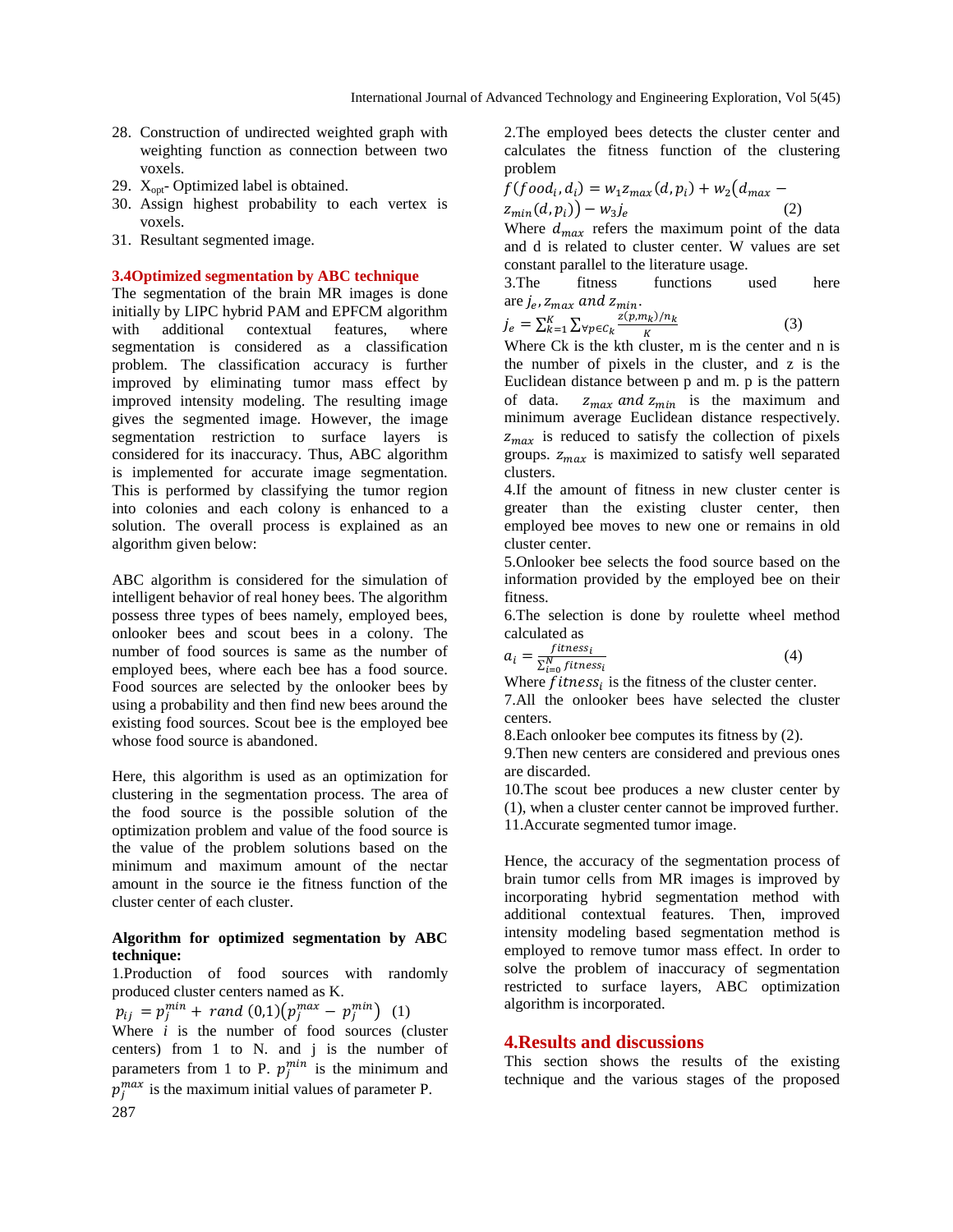28. Construction of undirected weighted graph with weighting function as connection between two voxels.
29. $X_{opt}$- Optimized label is obtained.
30. Assign highest probability to each vertex is voxels.
31. Resultant segmented image.

### 3.4Optimized segmentation by ABC technique

The segmentation of the brain MR images is done initially by LIPC hybrid PAM and EPFCM algorithm with additional contextual features, where segmentation is considered as a classification problem. The classification accuracy is further improved by eliminating tumor mass effect by improved intensity modeling. The resulting image gives the segmented image. However, the image segmentation restriction to surface layers is considered for its inaccuracy. Thus, ABC algorithm is implemented for accurate image segmentation. This is performed by classifying the tumor region into colonies and each colony is enhanced to a solution. The overall process is explained as an algorithm given below:

ABC algorithm is considered for the simulation of intelligent behavior of real honey bees. The algorithm possess three types of bees namely, employed bees, onlooker bees and scout bees in a colony. The number of food sources is same as the number of employed bees, where each bee has a food source. Food sources are selected by the onlooker bees by using a probability and then find new bees around the existing food sources. Scout bee is the employed bee whose food source is abandoned.

Here, this algorithm is used as an optimization for clustering in the segmentation process. The area of the food source is the possible solution of the optimization problem and value of the food source is the value of the problem solutions based on the minimum and maximum amount of the nectar amount in the source ie the fitness function of the cluster center of each cluster.

**Algorithm for optimized segmentation by ABC technique:**

1.Production of food sources with randomly produced cluster centers named as K.

$$p_{ij} = p_j^{min} + rand\ (0,1)\left(p_j^{max} - p_j^{min}\right) \quad (1)$$

Where $i$ is the number of food sources (cluster centers) from 1 to N. and j is the number of parameters from 1 to P. $p_j^{min}$ is the minimum and $p_j^{max}$ is the maximum initial values of parameter P.

2.The employed bees detects the cluster center and calculates the fitness function of the clustering problem

$$f(food_i, d_i) = w_1 z_{max}(d, p_i) + w_2\left(d_{max} - z_{min}(d, p_i)\right) - w_3 j_e \quad (2)$$

Where $d_{max}$ refers the maximum point of the data and d is related to cluster center. W values are set constant parallel to the literature usage.

3.The fitness functions used here are $j_e, z_{max}$ and $z_{min}$.

$$j_e = \sum_{k=1}^{K} \sum_{\forall p \in C_k} \frac{z(p, m_k)/n_k}{K} \quad (3)$$

Where Ck is the kth cluster, m is the center and n is the number of pixels in the cluster, and z is the Euclidean distance between p and m. p is the pattern of data. $z_{max}$ and $z_{min}$ is the maximum and minimum average Euclidean distance respectively. $z_{max}$ is reduced to satisfy the collection of pixels groups. $z_{max}$ is maximized to satisfy well separated clusters.

4.If the amount of fitness in new cluster center is greater than the existing cluster center, then employed bee moves to new one or remains in old cluster center.

5.Onlooker bee selects the food source based on the information provided by the employed bee on their fitness.

6.The selection is done by roulette wheel method calculated as

$$a_i = \frac{fitness_i}{\sum_{i=0}^{N} fitness_i} \quad (4)$$

Where $fitness_i$ is the fitness of the cluster center.

7.All the onlooker bees have selected the cluster centers.

8.Each onlooker bee computes its fitness by (2).

9.Then new centers are considered and previous ones are discarded.

10.The scout bee produces a new cluster center by (1), when a cluster center cannot be improved further.

11.Accurate segmented tumor image.

Hence, the accuracy of the segmentation process of brain tumor cells from MR images is improved by incorporating hybrid segmentation method with additional contextual features. Then, improved intensity modeling based segmentation method is employed to remove tumor mass effect. In order to solve the problem of inaccuracy of segmentation restricted to surface layers, ABC optimization algorithm is incorporated.

## 4.Results and discussions

This section shows the results of the existing technique and the various stages of the proposed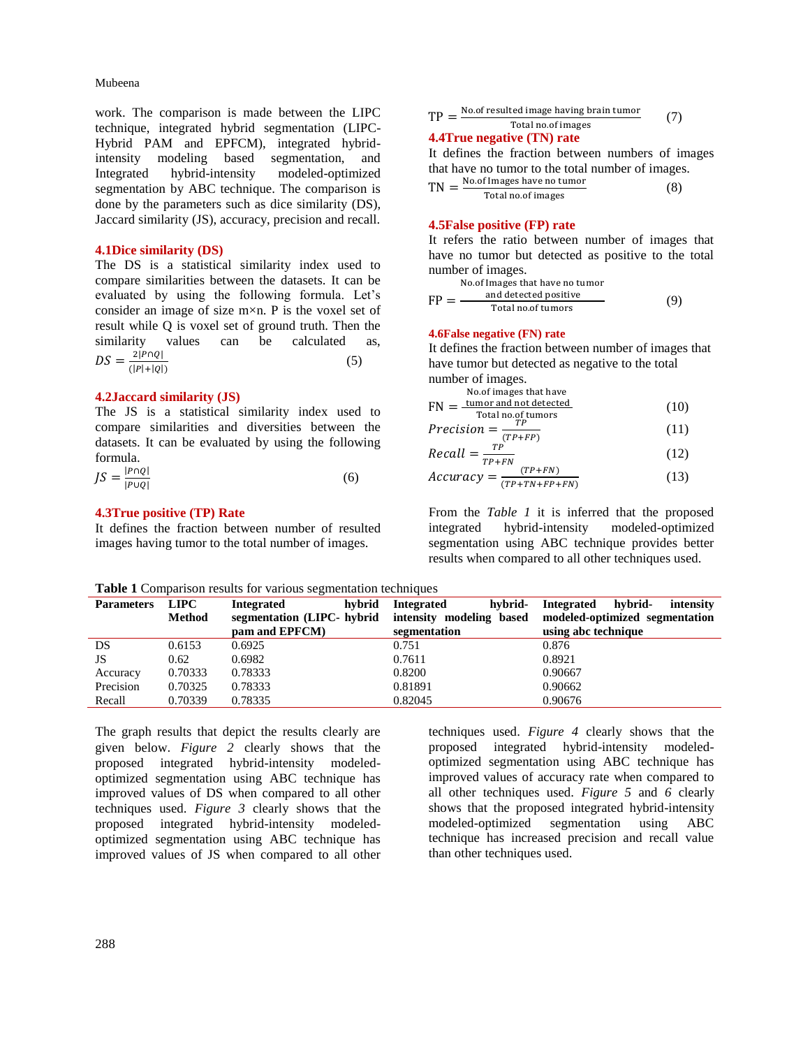work. The comparison is made between the LIPC technique, integrated hybrid segmentation (LIPC-Hybrid PAM and EPFCM), integrated hybrid-intensity modeling based segmentation, and Integrated hybrid-intensity modeled-optimized segmentation by ABC technique. The comparison is done by the parameters such as dice similarity (DS), Jaccard similarity (JS), accuracy, precision and recall.

### 4.1Dice similarity (DS)

The DS is a statistical similarity index used to compare similarities between the datasets. It can be evaluated by using the following formula. Let's consider an image of size m×n. P is the voxel set of result while Q is voxel set of ground truth. Then the similarity values can be calculated as,

$$DS = \frac{2|P \cap Q|}{(|P| + |Q|)} \tag{5}$$

### 4.2Jaccard similarity (JS)

The JS is a statistical similarity index used to compare similarities and diversities between the datasets. It can be evaluated by using the following formula.

$$JS = \frac{|P \cap Q|}{|P \cup Q|} \tag{6}$$

### 4.3True positive (TP) Rate

It defines the fraction between number of resulted images having tumor to the total number of images.

$$TP = \frac{\text{No.of resulted image having brain tumor}}{\text{Total no.of images}} \tag{7}$$

### 4.4True negative (TN) rate

It defines the fraction between numbers of images that have no tumor to the total number of images.

$$TN = \frac{\text{No.of Images have no tumor}}{\text{Total no.of images}} \tag{8}$$

### 4.5False positive (FP) rate

It refers the ratio between number of images that have no tumor but detected as positive to the total number of images.

$$FP = \frac{\text{No.of Images that have no tumor and detected positive}}{\text{Total no.of tumors}} \tag{9}$$

### 4.6False negative (FN) rate

It defines the fraction between number of images that have tumor but detected as negative to the total number of images.

$$FN = \frac{\text{No.of images that have tumor and not detected}}{\text{Total no.of tumors}} \tag{10}$$

$$Precision = \frac{TP}{(TP+FP)} \tag{11}$$

$$Recall = \frac{TP}{TP+FN} \tag{12}$$

$$Accuracy = \frac{(TP+FN)}{(TP+TN+FP+FN)} \tag{13}$$

From the *Table 1* it is inferred that the proposed integrated hybrid-intensity modeled-optimized segmentation using ABC technique provides better results when compared to all other techniques used.

**Table 1** Comparison results for various segmentation techniques

| Parameters | LIPC Method | Integrated hybrid segmentation (LIPC- hybrid pam and EPFCM) | Integrated hybrid-intensity modeling based segmentation | Integrated hybrid- intensity modeled-optimized segmentation using abc technique |
|---|---|---|---|---|
| DS | 0.6153 | 0.6925 | 0.751 | 0.876 |
| JS | 0.62 | 0.6982 | 0.7611 | 0.8921 |
| Accuracy | 0.70333 | 0.78333 | 0.8200 | 0.90667 |
| Precision | 0.70325 | 0.78333 | 0.81891 | 0.90662 |
| Recall | 0.70339 | 0.78335 | 0.82045 | 0.90676 |

The graph results that depict the results clearly are given below. *Figure 2* clearly shows that the proposed integrated hybrid-intensity modeled-optimized segmentation using ABC technique has improved values of DS when compared to all other techniques used. *Figure 3* clearly shows that the proposed integrated hybrid-intensity modeled-optimized segmentation using ABC technique has improved values of JS when compared to all other techniques used. *Figure 4* clearly shows that the proposed integrated hybrid-intensity modeled-optimized segmentation using ABC technique has improved values of accuracy rate when compared to all other techniques used. *Figure 5* and *6* clearly shows that the proposed integrated hybrid-intensity modeled-optimized segmentation using ABC technique has increased precision and recall value than other techniques used.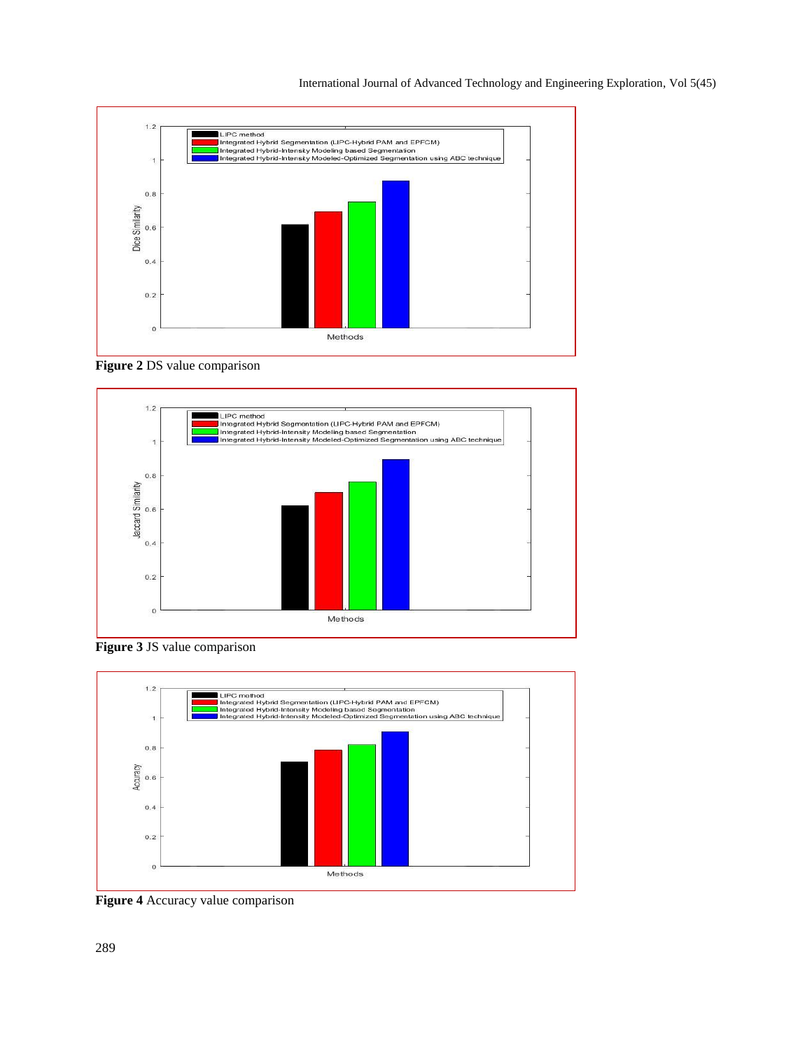**Figure 2** DS value comparison

**Figure 3** JS value comparison

**Figure 4** Accuracy value comparison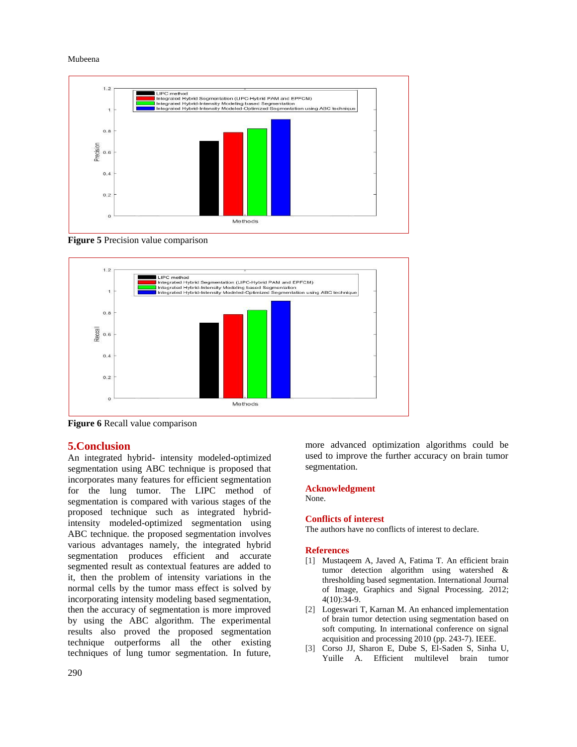Figure 5 Precision value comparison

Figure 6 Recall value comparison

## 5.Conclusion

An integrated hybrid- intensity modeled-optimized segmentation using ABC technique is proposed that incorporates many features for efficient segmentation for the lung tumor. The LIPC method of segmentation is compared with various stages of the proposed technique such as integrated hybrid-intensity modeled-optimized segmentation using ABC technique. the proposed segmentation involves various advantages namely, the integrated hybrid segmentation produces efficient and accurate segmented result as contextual features are added to it, then the problem of intensity variations in the normal cells by the tumor mass effect is solved by incorporating intensity modeling based segmentation, then the accuracy of segmentation is more improved by using the ABC algorithm. The experimental results also proved the proposed segmentation technique outperforms all the other existing techniques of lung tumor segmentation. In future, more advanced optimization algorithms could be used to improve the further accuracy on brain tumor segmentation.

## Acknowledgment

None.

## Conflicts of interest

The authors have no conflicts of interest to declare.

## References

[1] Mustaqeem A, Javed A, Fatima T. An efficient brain tumor detection algorithm using watershed & thresholding based segmentation. International Journal of Image, Graphics and Signal Processing. 2012; 4(10):34-9.

[2] Logeswari T, Karnan M. An enhanced implementation of brain tumor detection using segmentation based on soft computing. In international conference on signal acquisition and processing 2010 (pp. 243-7). IEEE.

[3] Corso JJ, Sharon E, Dube S, El-Saden S, Sinha U, Yuille A. Efficient multilevel brain tumor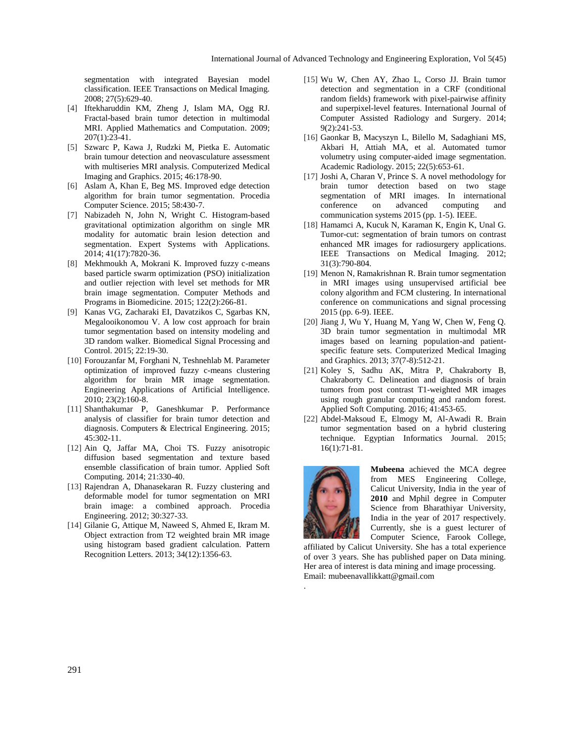segmentation with integrated Bayesian model classification. IEEE Transactions on Medical Imaging. 2008; 27(5):629-40.

[4] Iftekharuddin KM, Zheng J, Islam MA, Ogg RJ. Fractal-based brain tumor detection in multimodal MRI. Applied Mathematics and Computation. 2009; 207(1):23-41.

[5] Szwarc P, Kawa J, Rudzki M, Pietka E. Automatic brain tumour detection and neovasculature assessment with multiseries MRI analysis. Computerized Medical Imaging and Graphics. 2015; 46:178-90.

[6] Aslam A, Khan E, Beg MS. Improved edge detection algorithm for brain tumor segmentation. Procedia Computer Science. 2015; 58:430-7.

[7] Nabizadeh N, John N, Wright C. Histogram-based gravitational optimization algorithm on single MR modality for automatic brain lesion detection and segmentation. Expert Systems with Applications. 2014; 41(17):7820-36.

[8] Mekhmoukh A, Mokrani K. Improved fuzzy c-means based particle swarm optimization (PSO) initialization and outlier rejection with level set methods for MR brain image segmentation. Computer Methods and Programs in Biomedicine. 2015; 122(2):266-81.

[9] Kanas VG, Zacharaki EI, Davatzikos C, Sgarbas KN, Megalooikonomou V. A low cost approach for brain tumor segmentation based on intensity modeling and 3D random walker. Biomedical Signal Processing and Control. 2015; 22:19-30.

[10] Forouzanfar M, Forghani N, Teshnehlab M. Parameter optimization of improved fuzzy c-means clustering algorithm for brain MR image segmentation. Engineering Applications of Artificial Intelligence. 2010; 23(2):160-8.

[11] Shanthakumar P, Ganeshkumar P. Performance analysis of classifier for brain tumor detection and diagnosis. Computers & Electrical Engineering. 2015; 45:302-11.

[12] Ain Q, Jaffar MA, Choi TS. Fuzzy anisotropic diffusion based segmentation and texture based ensemble classification of brain tumor. Applied Soft Computing. 2014; 21:330-40.

[13] Rajendran A, Dhanasekaran R. Fuzzy clustering and deformable model for tumor segmentation on MRI brain image: a combined approach. Procedia Engineering. 2012; 30:327-33.

[14] Gilanie G, Attique M, Naweed S, Ahmed E, Ikram M. Object extraction from T2 weighted brain MR image using histogram based gradient calculation. Pattern Recognition Letters. 2013; 34(12):1356-63.

[15] Wu W, Chen AY, Zhao L, Corso JJ. Brain tumor detection and segmentation in a CRF (conditional random fields) framework with pixel-pairwise affinity and superpixel-level features. International Journal of Computer Assisted Radiology and Surgery. 2014; 9(2):241-53.

[16] Gaonkar B, Macyszyn L, Bilello M, Sadaghiani MS, Akbari H, Attiah MA, et al. Automated tumor volumetry using computer-aided image segmentation. Academic Radiology. 2015; 22(5):653-61.

[17] Joshi A, Charan V, Prince S. A novel methodology for brain tumor detection based on two stage segmentation of MRI images. In international conference on advanced computing and communication systems 2015 (pp. 1-5). IEEE.

[18] Hamamci A, Kucuk N, Karaman K, Engin K, Unal G. Tumor-cut: segmentation of brain tumors on contrast enhanced MR images for radiosurgery applications. IEEE Transactions on Medical Imaging. 2012; 31(3):790-804.

[19] Menon N, Ramakrishnan R. Brain tumor segmentation in MRI images using unsupervised artificial bee colony algorithm and FCM clustering. In international conference on communications and signal processing 2015 (pp. 6-9). IEEE.

[20] Jiang J, Wu Y, Huang M, Yang W, Chen W, Feng Q. 3D brain tumor segmentation in multimodal MR images based on learning population-and patient-specific feature sets. Computerized Medical Imaging and Graphics. 2013; 37(7-8):512-21.

[21] Koley S, Sadhu AK, Mitra P, Chakraborty B, Chakraborty C. Delineation and diagnosis of brain tumors from post contrast T1-weighted MR images using rough granular computing and random forest. Applied Soft Computing. 2016; 41:453-65.

[22] Abdel-Maksoud E, Elmogy M, Al-Awadi R. Brain tumor segmentation based on a hybrid clustering technique. Egyptian Informatics Journal. 2015; 16(1):71-81.

**Mubeena** achieved the MCA degree from MES Engineering College, Calicut University, India in the year of **2010** and Mphil degree in Computer Science from Bharathiyar University, India in the year of 2017 respectively. Currently, she is a guest lecturer of Computer Science, Farook College, affiliated by Calicut University. She has a total experience of over 3 years. She has published paper on Data mining. Her area of interest is data mining and image processing.
Email: mubeenavallikkatt@gmail.com